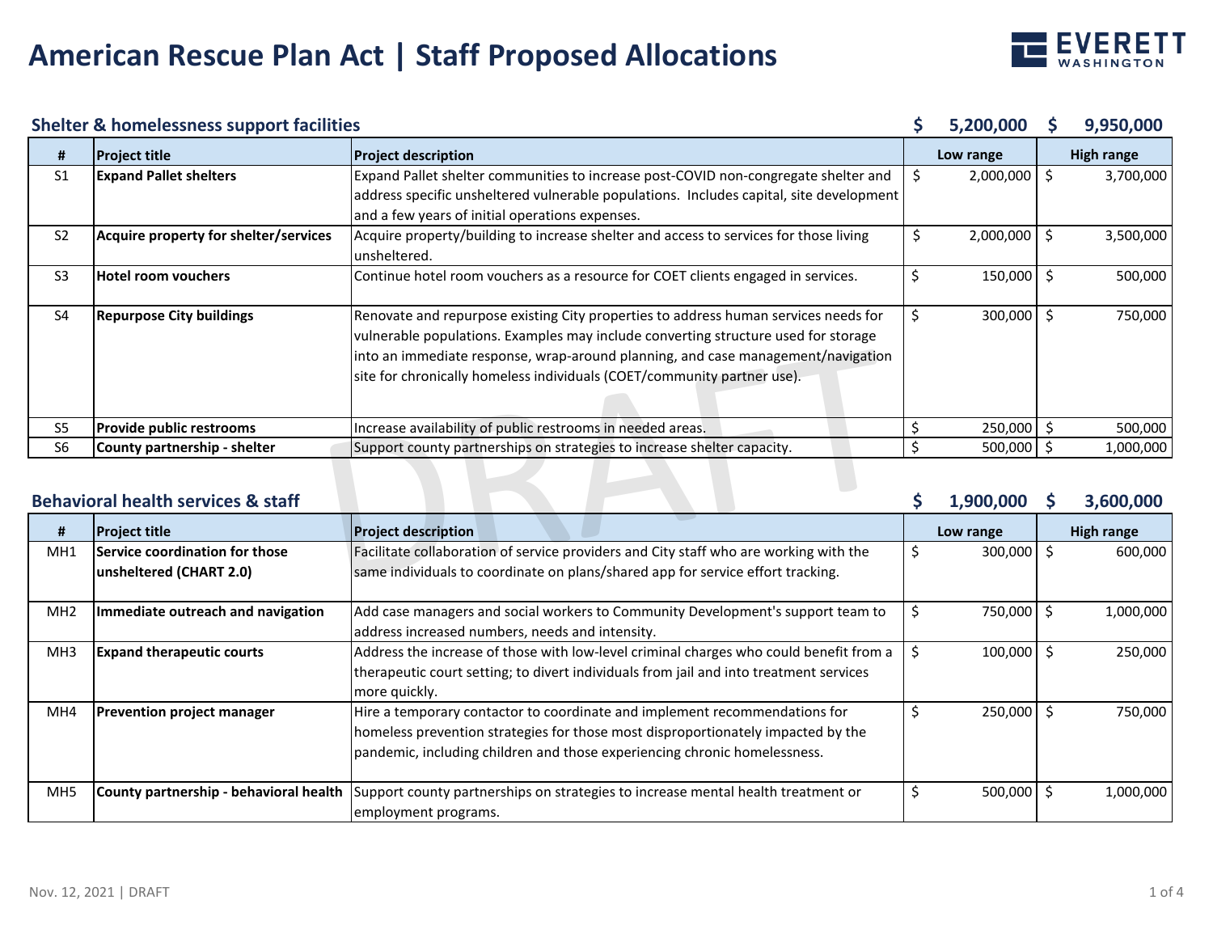# American Rescue Plan Act | Staff Proposed Allocations

## Shelter & homelessness support facilities $ 5,200,000 $ 9,950,000

| # | Project title | Project description | Low range | High range |
|---|---|---|---|---|
| S1 | **Expand Pallet shelters** | Expand Pallet shelter communities to increase post-COVID non-congregate shelter and address specific unsheltered vulnerable populations. Includes capital, site development and a few years of initial operations expenses. | $ 2,000,000 | $ 3,700,000 |
| S2 | **Acquire property for shelter/services** | Acquire property/building to increase shelter and access to services for those living unsheltered. | $ 2,000,000 | $ 3,500,000 |
| S3 | **Hotel room vouchers** | Continue hotel room vouchers as a resource for COET clients engaged in services. | $ 150,000 | $ 500,000 |
| S4 | **Repurpose City buildings** | Renovate and repurpose existing City properties to address human services needs for vulnerable populations. Examples may include converting structure used for storage into an immediate response, wrap-around planning, and case management/navigation site for chronically homeless individuals (COET/community partner use). | $ 300,000 | $ 750,000 |
| S5 | **Provide public restrooms** | Increase availability of public restrooms in needed areas. | $ 250,000 | $ 500,000 |
| S6 | **County partnership - shelter** | Support county partnerships on strategies to increase shelter capacity. | $ 500,000 | $ 1,000,000 |

## Behavioral health services & staff $ 1,900,000 $ 3,600,000

| # | Project title | Project description | Low range | High range |
|---|---|---|---|---|
| MH1 | **Service coordination for those unsheltered (CHART 2.0)** | Facilitate collaboration of service providers and City staff who are working with the same individuals to coordinate on plans/shared app for service effort tracking. | $ 300,000 | $ 600,000 |
| MH2 | **Immediate outreach and navigation** | Add case managers and social workers to Community Development's support team to address increased numbers, needs and intensity. | $ 750,000 | $ 1,000,000 |
| MH3 | **Expand therapeutic courts** | Address the increase of those with low-level criminal charges who could benefit from a therapeutic court setting; to divert individuals from jail and into treatment services more quickly. | $ 100,000 | $ 250,000 |
| MH4 | **Prevention project manager** | Hire a temporary contactor to coordinate and implement recommendations for homeless prevention strategies for those most disproportionately impacted by the pandemic, including children and those experiencing chronic homelessness. | $ 250,000 | $ 750,000 |
| MH5 | **County partnership - behavioral health** | Support county partnerships on strategies to increase mental health treatment or employment programs. | $ 500,000 | $ 1,000,000 |

Nov. 12, 2021 | DRAFT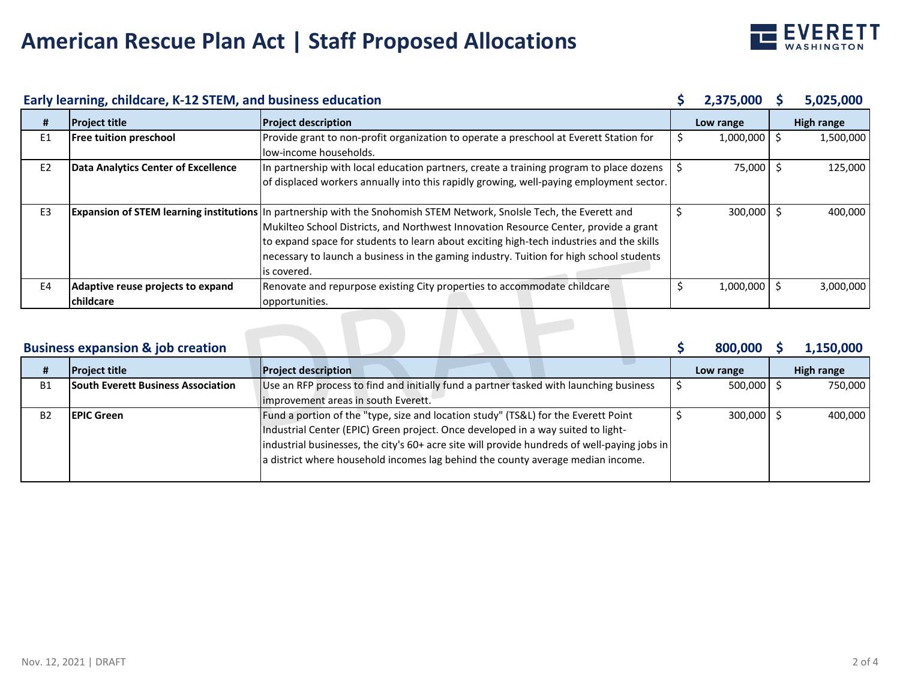# American Rescue Plan Act | Staff Proposed Allocations

EVERETT WASHINGTON

## Early learning, childcare, K-12 STEM, and business education — $ 2,375,000 | $ 5,025,000

| # | Project title | Project description | Low range | High range |
|---|---|---|---|---|
| E1 | **Free tuition preschool** | Provide grant to non-profit organization to operate a preschool at Everett Station for low-income households. | $ 1,000,000 | $ 1,500,000 |
| E2 | **Data Analytics Center of Excellence** | In partnership with local education partners, create a training program to place dozens of displaced workers annually into this rapidly growing, well-paying employment sector. | $ 75,000 | $ 125,000 |
| E3 | **Expansion of STEM learning institutions** | In partnership with the Snohomish STEM Network, SnoIsle Tech, the Everett and Mukilteo School Districts, and Northwest Innovation Resource Center, provide a grant to expand space for students to learn about exciting high-tech industries and the skills necessary to launch a business in the gaming industry. Tuition for high school students is covered. | $ 300,000 | $ 400,000 |
| E4 | **Adaptive reuse projects to expand childcare** | Renovate and repurpose existing City properties to accommodate childcare opportunities. | $ 1,000,000 | $ 3,000,000 |

## Business expansion & job creation — $ 800,000 | $ 1,150,000

| # | Project title | Project description | Low range | High range |
|---|---|---|---|---|
| B1 | **South Everett Business Association** | Use an RFP process to find and initially fund a partner tasked with launching business improvement areas in south Everett. | $ 500,000 | $ 750,000 |
| B2 | **EPIC Green** | Fund a portion of the "type, size and location study" (TS&L) for the Everett Point Industrial Center (EPIC) Green project. Once developed in a way suited to light-industrial businesses, the city's 60+ acre site will provide hundreds of well-paying jobs in a district where household incomes lag behind the county average median income. | $ 300,000 | $ 400,000 |

Nov. 12, 2021 | DRAFT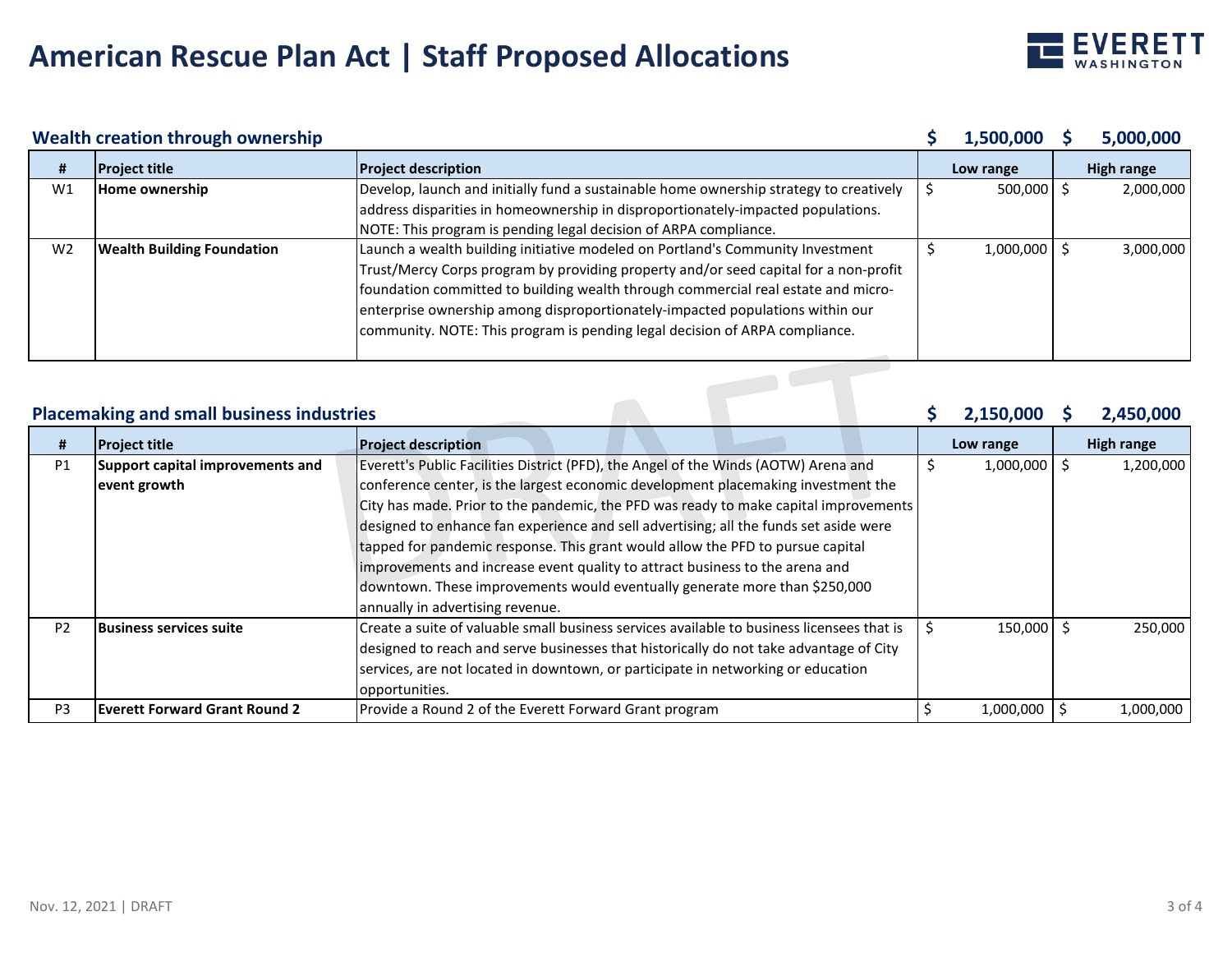# American Rescue Plan Act | Staff Proposed Allocations

EVERETT WASHINGTON

## Wealth creation through ownership

| # | Project title | Project description | Low range | High range |
|---|---|---|---|---|
| | | | $ 1,500,000 | $ 5,000,000 |
| W1 | **Home ownership** | Develop, launch and initially fund a sustainable home ownership strategy to creatively address disparities in homeownership in disproportionately-impacted populations. NOTE: This program is pending legal decision of ARPA compliance. | $ 500,000 | $ 2,000,000 |
| W2 | **Wealth Building Foundation** | Launch a wealth building initiative modeled on Portland's Community Investment Trust/Mercy Corps program by providing property and/or seed capital for a non-profit foundation committed to building wealth through commercial real estate and micro-enterprise ownership among disproportionately-impacted populations within our community. NOTE: This program is pending legal decision of ARPA compliance. | $ 1,000,000 | $ 3,000,000 |

## Placemaking and small business industries

| # | Project title | Project description | Low range | High range |
|---|---|---|---|---|
| | | | $ 2,150,000 | $ 2,450,000 |
| P1 | **Support capital improvements and event growth** | Everett's Public Facilities District (PFD), the Angel of the Winds (AOTW) Arena and conference center, is the largest economic development placemaking investment the City has made. Prior to the pandemic, the PFD was ready to make capital improvements designed to enhance fan experience and sell advertising; all the funds set aside were tapped for pandemic response. This grant would allow the PFD to pursue capital improvements and increase event quality to attract business to the arena and downtown. These improvements would eventually generate more than $250,000 annually in advertising revenue. | $ 1,000,000 | $ 1,200,000 |
| P2 | **Business services suite** | Create a suite of valuable small business services available to business licensees that is designed to reach and serve businesses that historically do not take advantage of City services, are not located in downtown, or participate in networking or education opportunities. | $ 150,000 | $ 250,000 |
| P3 | **Everett Forward Grant Round 2** | Provide a Round 2 of the Everett Forward Grant program | $ 1,000,000 | $ 1,000,000 |

Nov. 12, 2021 | DRAFT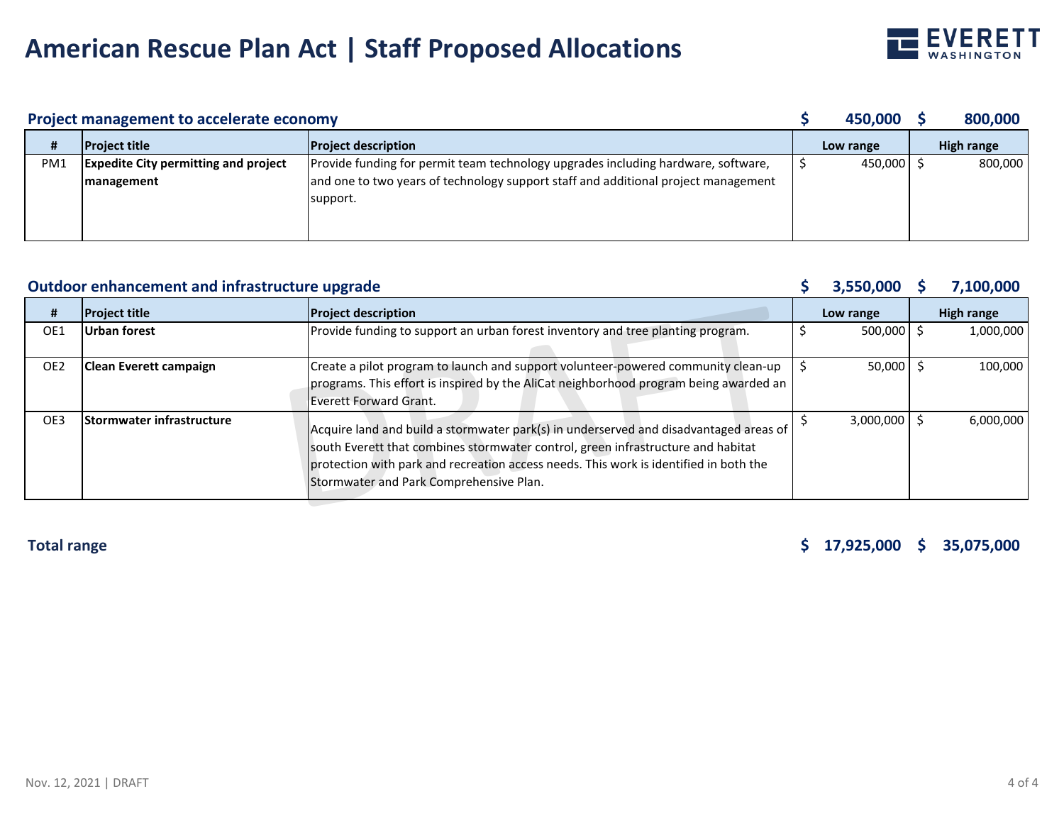# American Rescue Plan Act | Staff Proposed Allocations

## Project management to accelerate economy $ 450,000 $ 800,000

| # | Project title | Project description | Low range | High range |
|---|---|---|---|---|
| PM1 | **Expedite City permitting and project management** | Provide funding for permit team technology upgrades including hardware, software, and one to two years of technology support staff and additional project management support. | $ 450,000 | $ 800,000 |

## Outdoor enhancement and infrastructure upgrade $ 3,550,000 $ 7,100,000

| # | Project title | Project description | Low range | High range |
|---|---|---|---|---|
| OE1 | **Urban forest** | Provide funding to support an urban forest inventory and tree planting program. | $ 500,000 | $ 1,000,000 |
| OE2 | **Clean Everett campaign** | Create a pilot program to launch and support volunteer-powered community clean-up programs. This effort is inspired by the AliCat neighborhood program being awarded an Everett Forward Grant. | $ 50,000 | $ 100,000 |
| OE3 | **Stormwater infrastructure** | Acquire land and build a stormwater park(s) in underserved and disadvantaged areas of south Everett that combines stormwater control, green infrastructure and habitat protection with park and recreation access needs. This work is identified in both the Stormwater and Park Comprehensive Plan. | $ 3,000,000 | $ 6,000,000 |

**Total range $ 17,925,000 $ 35,075,000**

Nov. 12, 2021 | DRAFT